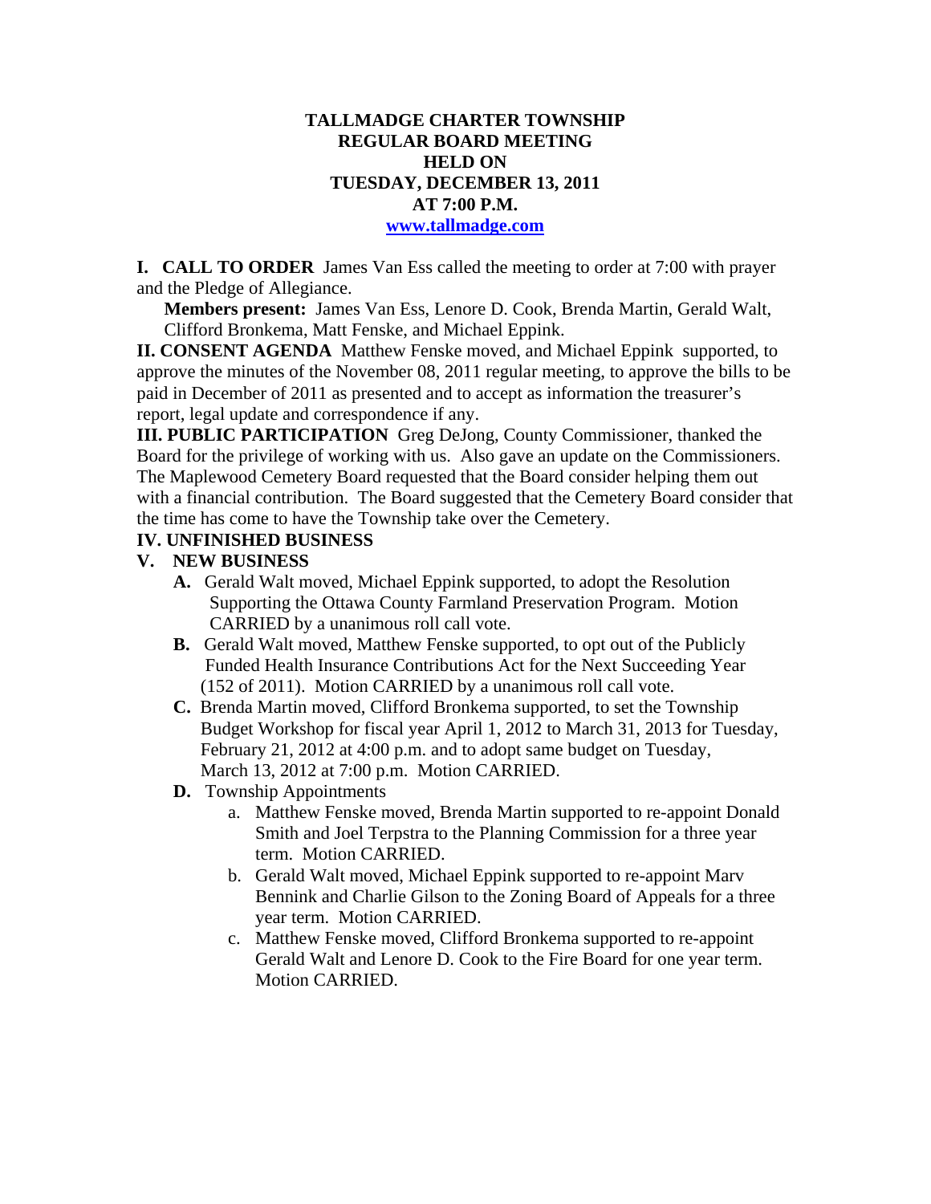# TALLMADGE CHARTER TOWNSHIP
## REGULAR BOARD MEETING
## HELD ON
## TUESDAY, DECEMBER 13, 2011
## AT 7:00 P.M.
[www.tallmadge.com](http://www.tallmadge.com)

**I. CALL TO ORDER** James Van Ess called the meeting to order at 7:00 with prayer and the Pledge of Allegiance.

**Members present:** James Van Ess, Lenore D. Cook, Brenda Martin, Gerald Walt, Clifford Bronkema, Matt Fenske, and Michael Eppink.

**II. CONSENT AGENDA** Matthew Fenske moved, and Michael Eppink supported, to approve the minutes of the November 08, 2011 regular meeting, to approve the bills to be paid in December of 2011 as presented and to accept as information the treasurer's report, legal update and correspondence if any.

**III. PUBLIC PARTICIPATION** Greg DeJong, County Commissioner, thanked the Board for the privilege of working with us. Also gave an update on the Commissioners. The Maplewood Cemetery Board requested that the Board consider helping them out with a financial contribution. The Board suggested that the Cemetery Board consider that the time has come to have the Township take over the Cemetery.

**IV. UNFINISHED BUSINESS**

**V. NEW BUSINESS**

- **A.** Gerald Walt moved, Michael Eppink supported, to adopt the Resolution Supporting the Ottawa County Farmland Preservation Program. Motion CARRIED by a unanimous roll call vote.
- **B.** Gerald Walt moved, Matthew Fenske supported, to opt out of the Publicly Funded Health Insurance Contributions Act for the Next Succeeding Year (152 of 2011). Motion CARRIED by a unanimous roll call vote.
- **C.** Brenda Martin moved, Clifford Bronkema supported, to set the Township Budget Workshop for fiscal year April 1, 2012 to March 31, 2013 for Tuesday, February 21, 2012 at 4:00 p.m. and to adopt same budget on Tuesday, March 13, 2012 at 7:00 p.m. Motion CARRIED.
- **D.** Township Appointments
  - a. Matthew Fenske moved, Brenda Martin supported to re-appoint Donald Smith and Joel Terpstra to the Planning Commission for a three year term. Motion CARRIED.
  - b. Gerald Walt moved, Michael Eppink supported to re-appoint Marv Bennink and Charlie Gilson to the Zoning Board of Appeals for a three year term. Motion CARRIED.
  - c. Matthew Fenske moved, Clifford Bronkema supported to re-appoint Gerald Walt and Lenore D. Cook to the Fire Board for one year term. Motion CARRIED.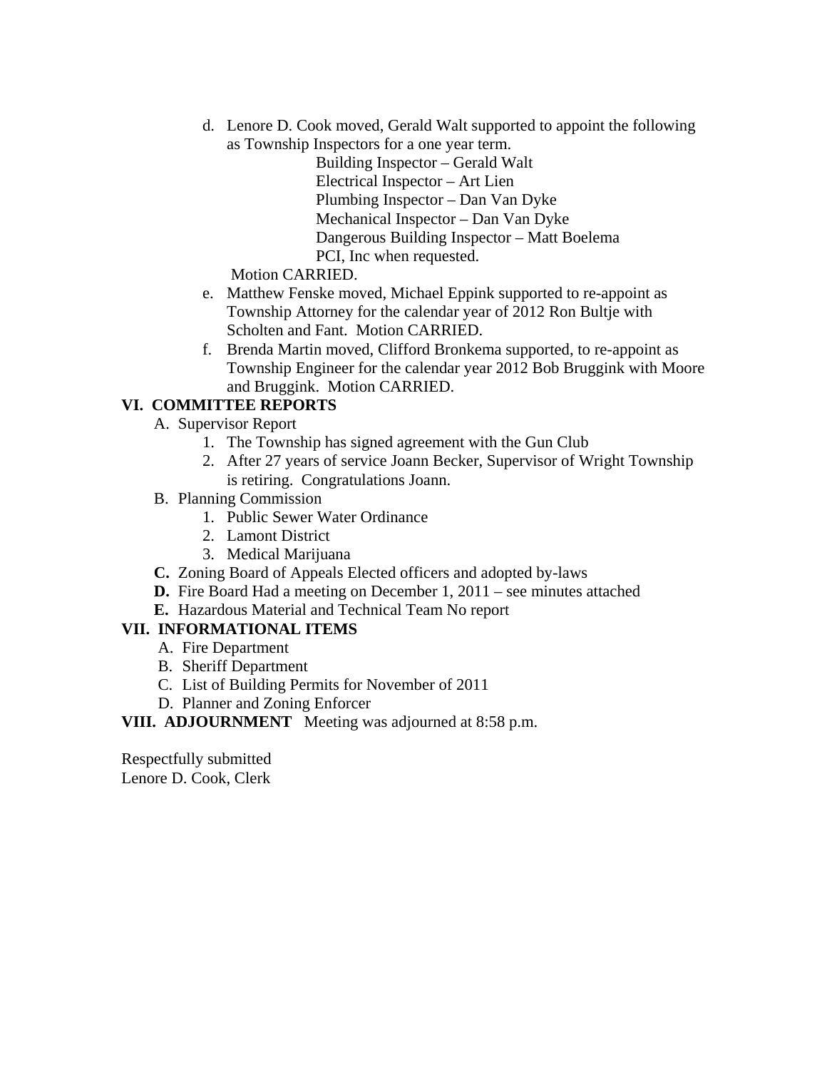d. Lenore D. Cook moved, Gerald Walt supported to appoint the following as Township Inspectors for a one year term.

    Building Inspector – Gerald Walt
    Electrical Inspector – Art Lien
    Plumbing Inspector – Dan Van Dyke
    Mechanical Inspector – Dan Van Dyke
    Dangerous Building Inspector – Matt Boelema
    PCI, Inc when requested.

   Motion CARRIED.

e. Matthew Fenske moved, Michael Eppink supported to re-appoint as Township Attorney for the calendar year of 2012 Ron Bultje with Scholten and Fant. Motion CARRIED.

f. Brenda Martin moved, Clifford Bronkema supported, to re-appoint as Township Engineer for the calendar year 2012 Bob Bruggink with Moore and Bruggink. Motion CARRIED.

**VI. COMMITTEE REPORTS**

A. Supervisor Report
   1. The Township has signed agreement with the Gun Club
   2. After 27 years of service Joann Becker, Supervisor of Wright Township is retiring. Congratulations Joann.

B. Planning Commission
   1. Public Sewer Water Ordinance
   2. Lamont District
   3. Medical Marijuana

**C.** Zoning Board of Appeals Elected officers and adopted by-laws

**D.** Fire Board Had a meeting on December 1, 2011 – see minutes attached

**E.** Hazardous Material and Technical Team No report

**VII. INFORMATIONAL ITEMS**

A. Fire Department
B. Sheriff Department
C. List of Building Permits for November of 2011
D. Planner and Zoning Enforcer

**VIII. ADJOURNMENT** Meeting was adjourned at 8:58 p.m.

Respectfully submitted
Lenore D. Cook, Clerk